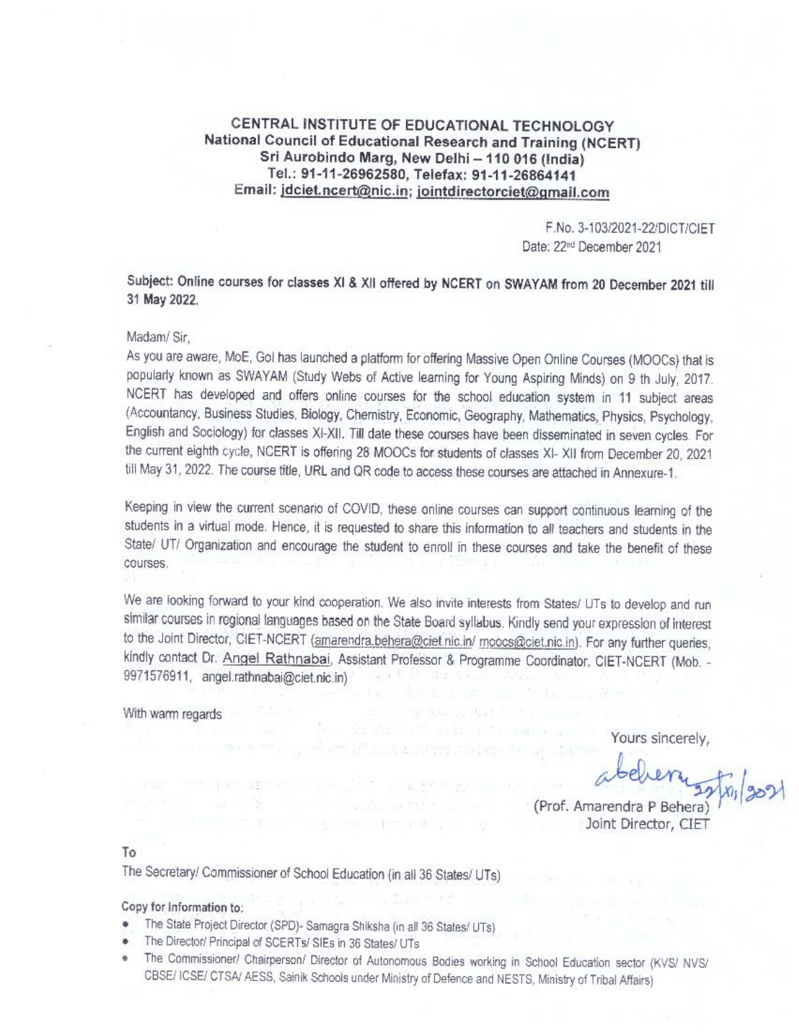**CENTRAL INSTITUTE OF EDUCATIONAL TECHNOLOGY**
**National Council of Educational Research and Training (NCERT)**
**Sri Aurobindo Marg, New Delhi – 110 016 (India)**
**Tel.: 91-11-26962580, Telefax: 91-11-26864141**
**Email: jdciet.ncert@nic.in; jointdirectorciet@gmail.com**

F.No. 3-103/2021-22/DICT/CIET
Date: 22nd December 2021

**Subject: Online courses for classes XI & XII offered by NCERT on SWAYAM from 20 December 2021 till 31 May 2022.**

Madam/ Sir,

As you are aware, MoE, GoI has launched a platform for offering Massive Open Online Courses (MOOCs) that is popularly known as SWAYAM (Study Webs of Active learning for Young Aspiring Minds) on 9 th July, 2017. NCERT has developed and offers online courses for the school education system in 11 subject areas (Accountancy, Business Studies, Biology, Chemistry, Economic, Geography, Mathematics, Physics, Psychology, English and Sociology) for classes XI-XII. Till date these courses have been disseminated in seven cycles. For the current eighth cycle, NCERT is offering 28 MOOCs for students of classes XI- XII from December 20, 2021 till May 31, 2022. The course title, URL and QR code to access these courses are attached in Annexure-1.

Keeping in view the current scenario of COVID, these online courses can support continuous learning of the students in a virtual mode. Hence, it is requested to share this information to all teachers and students in the State/ UT/ Organization and encourage the student to enroll in these courses and take the benefit of these courses.

We are looking forward to your kind cooperation. We also invite interests from States/ UTs to develop and run similar courses in regional languages based on the State Board syllabus. Kindly send your expression of interest to the Joint Director, CIET-NCERT (amarendra.behera@ciet.nic.in/ moocs@ciet.nic.in). For any further queries, kindly contact Dr. Angel Rathnabai, Assistant Professor & Programme Coordinator, CIET-NCERT (Mob. - 9971576911, angel.rathnabai@ciet.nic.in)

With warm regards

Yours sincerely,

abehera 22/XII/2021

(Prof. Amarendra P Behera)
Joint Director, CIET

To

The Secretary/ Commissioner of School Education (in all 36 States/ UTs)

**Copy for Information to:**

- The State Project Director (SPD)- Samagra Shiksha (in all 36 States/ UTs)
- The Director/ Principal of SCERTs/ SIEs in 36 States/ UTs
- The Commissioner/ Chairperson/ Director of Autonomous Bodies working in School Education sector (KVS/ NVS/ CBSE/ ICSE/ CTSA/ AESS, Sainik Schools under Ministry of Defence and NESTS, Ministry of Tribal Affairs)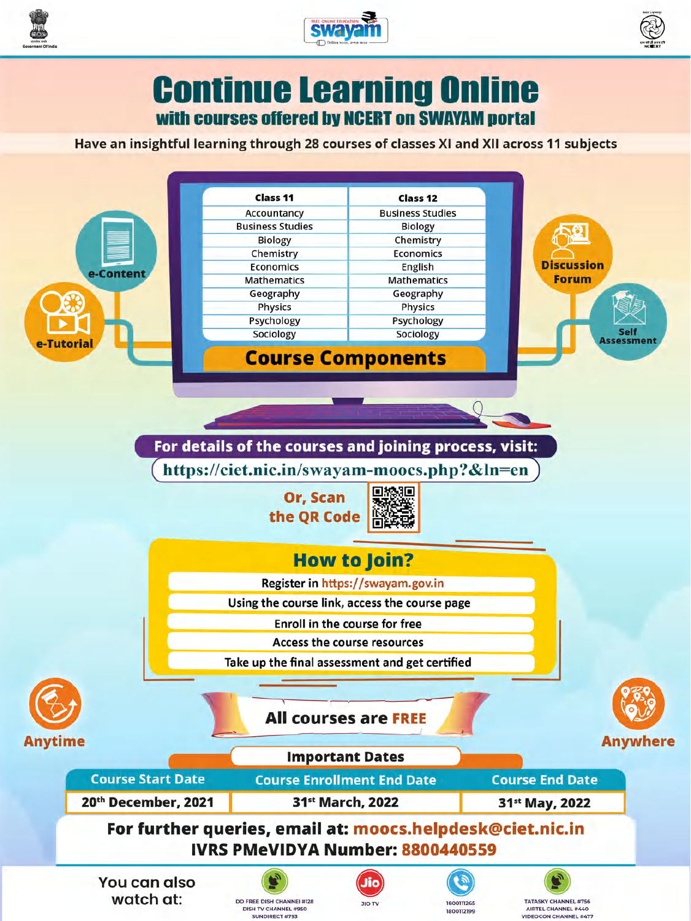# Continue Learning Online

## with courses offered by NCERT on SWAYAM portal

Have an insightful learning through 28 courses of classes XI and XII across 11 subjects

| Class 11 | Class 12 |
| --- | --- |
| Accountancy | Business Studies |
| Business Studies | Biology |
| Biology | Chemistry |
| Chemistry | Economics |
| Economics | English |
| Mathematics | Mathematics |
| Geography | Geography |
| Physics | Physics |
| Psychology | Psychology |
| Sociology | Sociology |

**Course Components**

- e-Content
- e-Tutorial
- Discussion Forum
- Self Assessment

**For details of the courses and joining process, visit:**

https://ciet.nic.in/swayam-moocs.php?&ln=en

Or, Scan the QR Code

## How to Join?

- Register in https://swayam.gov.in
- Using the course link, access the course page
- Enroll in the course for free
- Access the course resources
- Take up the final assessment and get certified

Anytime

**All courses are FREE**

Anywhere

**Important Dates**

| Course Start Date | Course Enrollment End Date | Course End Date |
| --- | --- | --- |
| 20th December, 2021 | 31st March, 2022 | 31st May, 2022 |

**For further queries, email at: moocs.helpdesk@ciet.nic.in**

**IVRS PMeVIDYA Number: 8800440559**

You can also watch at:

- DD FREE DISH CHANNEL #128, DISH TV CHANNEL #950, SUNDIRECT #793
- JIO TV
- 18001112265, 1800112199
- TATASKY CHANNEL #756, AIRTEL CHANNEL #440, VIDEOCON CHANNEL #477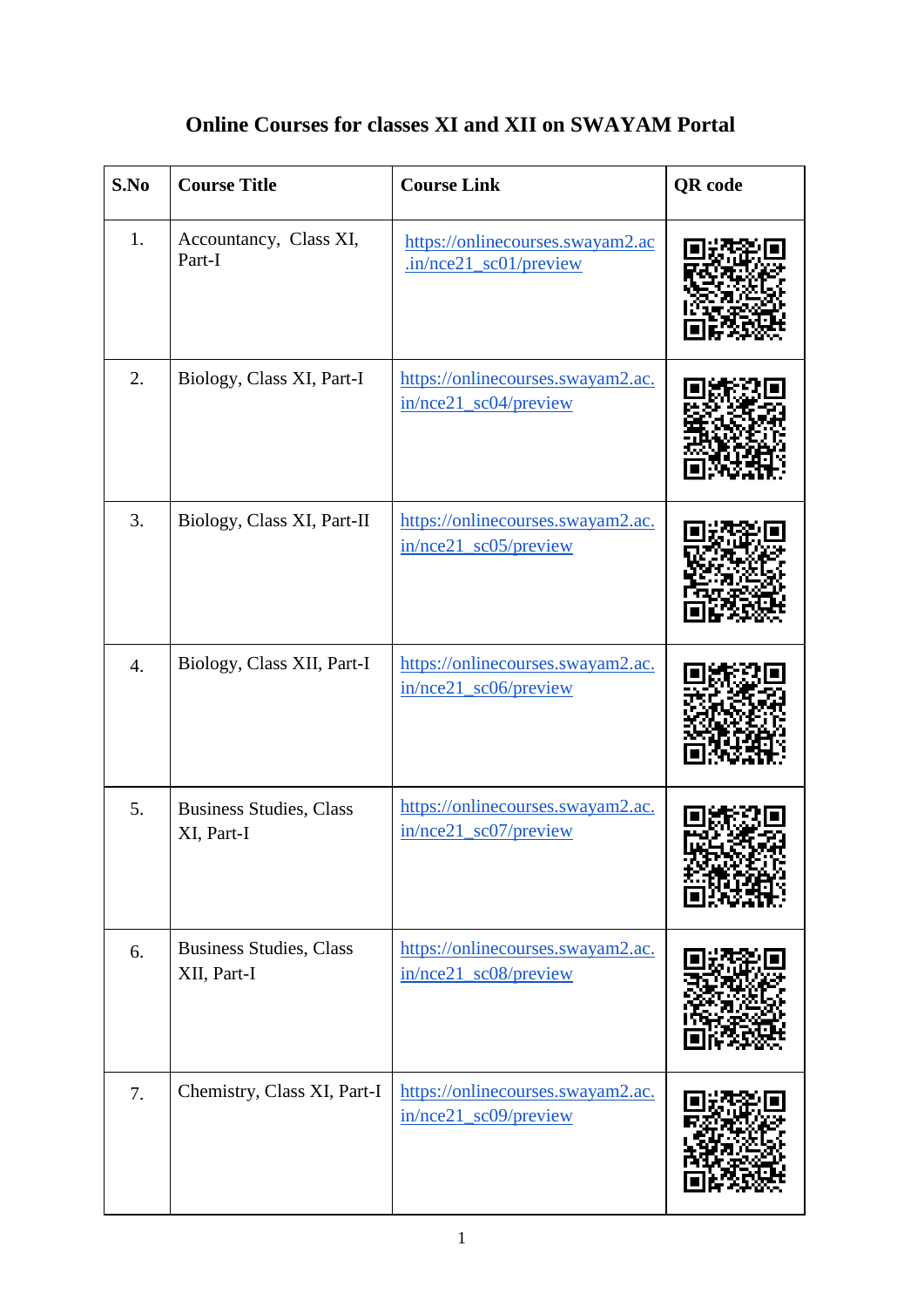## Online Courses for classes XI and XII on SWAYAM Portal

| S.No | Course Title | Course Link | QR code |
|---|---|---|---|
| 1. | Accountancy, Class XI, Part-I | https://onlinecourses.swayam2.ac.in/nce21_sc01/preview | |
| 2. | Biology, Class XI, Part-I | https://onlinecourses.swayam2.ac.in/nce21_sc04/preview | |
| 3. | Biology, Class XI, Part-II | https://onlinecourses.swayam2.ac.in/nce21_sc05/preview | |
| 4. | Biology, Class XII, Part-I | https://onlinecourses.swayam2.ac.in/nce21_sc06/preview | |
| 5. | Business Studies, Class XI, Part-I | https://onlinecourses.swayam2.ac.in/nce21_sc07/preview | |
| 6. | Business Studies, Class XII, Part-I | https://onlinecourses.swayam2.ac.in/nce21_sc08/preview | |
| 7. | Chemistry, Class XI, Part-I | https://onlinecourses.swayam2.ac.in/nce21_sc09/preview | |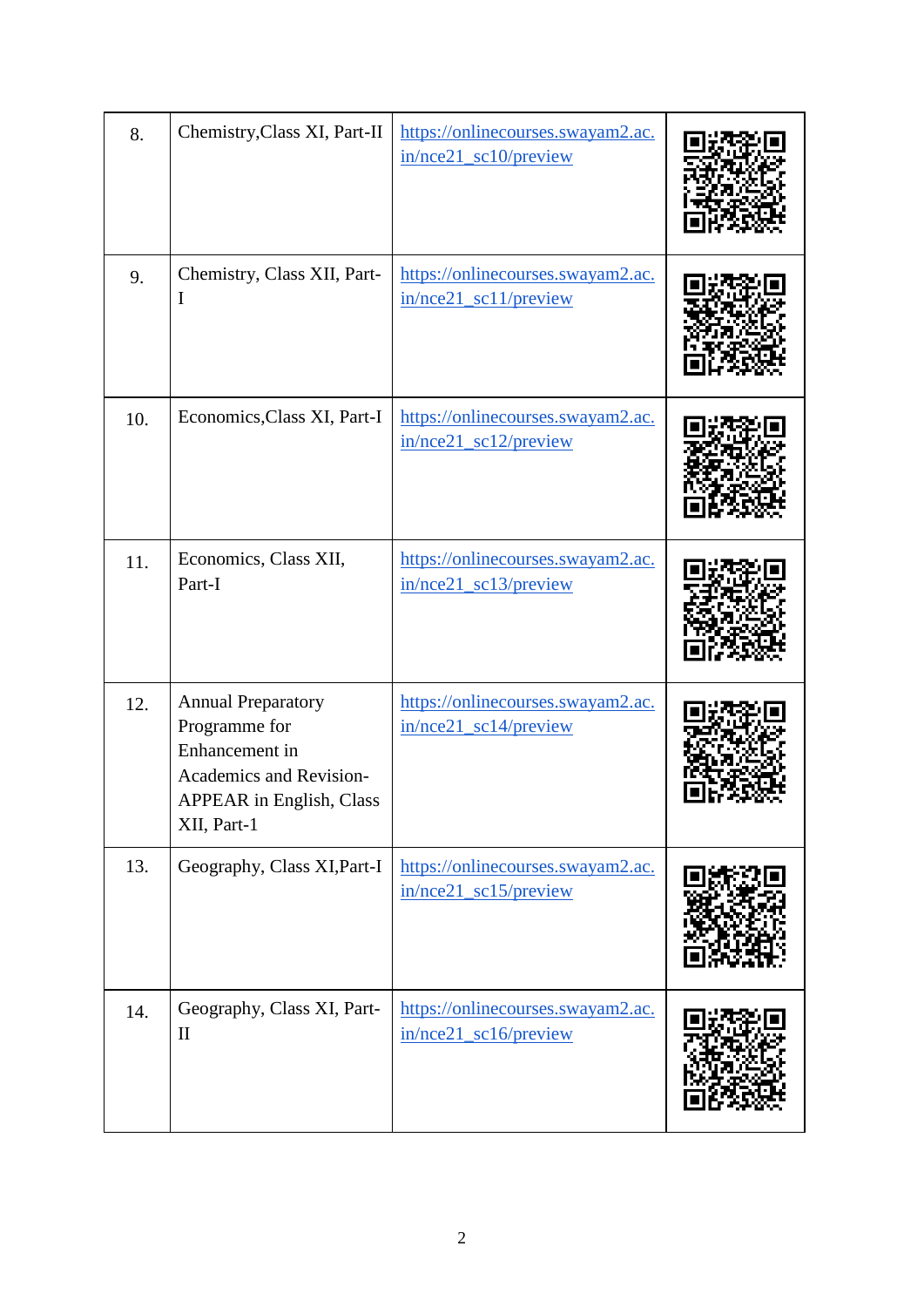| 8. | Chemistry,Class XI, Part-II | https://onlinecourses.swayam2.ac.in/nce21_sc10/preview | |
|---|---|---|---|
| 9. | Chemistry, Class XII, Part-I | https://onlinecourses.swayam2.ac.in/nce21_sc11/preview | |
| 10. | Economics,Class XI, Part-I | https://onlinecourses.swayam2.ac.in/nce21_sc12/preview | |
| 11. | Economics, Class XII, Part-I | https://onlinecourses.swayam2.ac.in/nce21_sc13/preview | |
| 12. | Annual Preparatory Programme for Enhancement in Academics and Revision-APPEAR in English, Class XII, Part-1 | https://onlinecourses.swayam2.ac.in/nce21_sc14/preview | |
| 13. | Geography, Class XI,Part-I | https://onlinecourses.swayam2.ac.in/nce21_sc15/preview | |
| 14. | Geography, Class XI, Part-II | https://onlinecourses.swayam2.ac.in/nce21_sc16/preview | |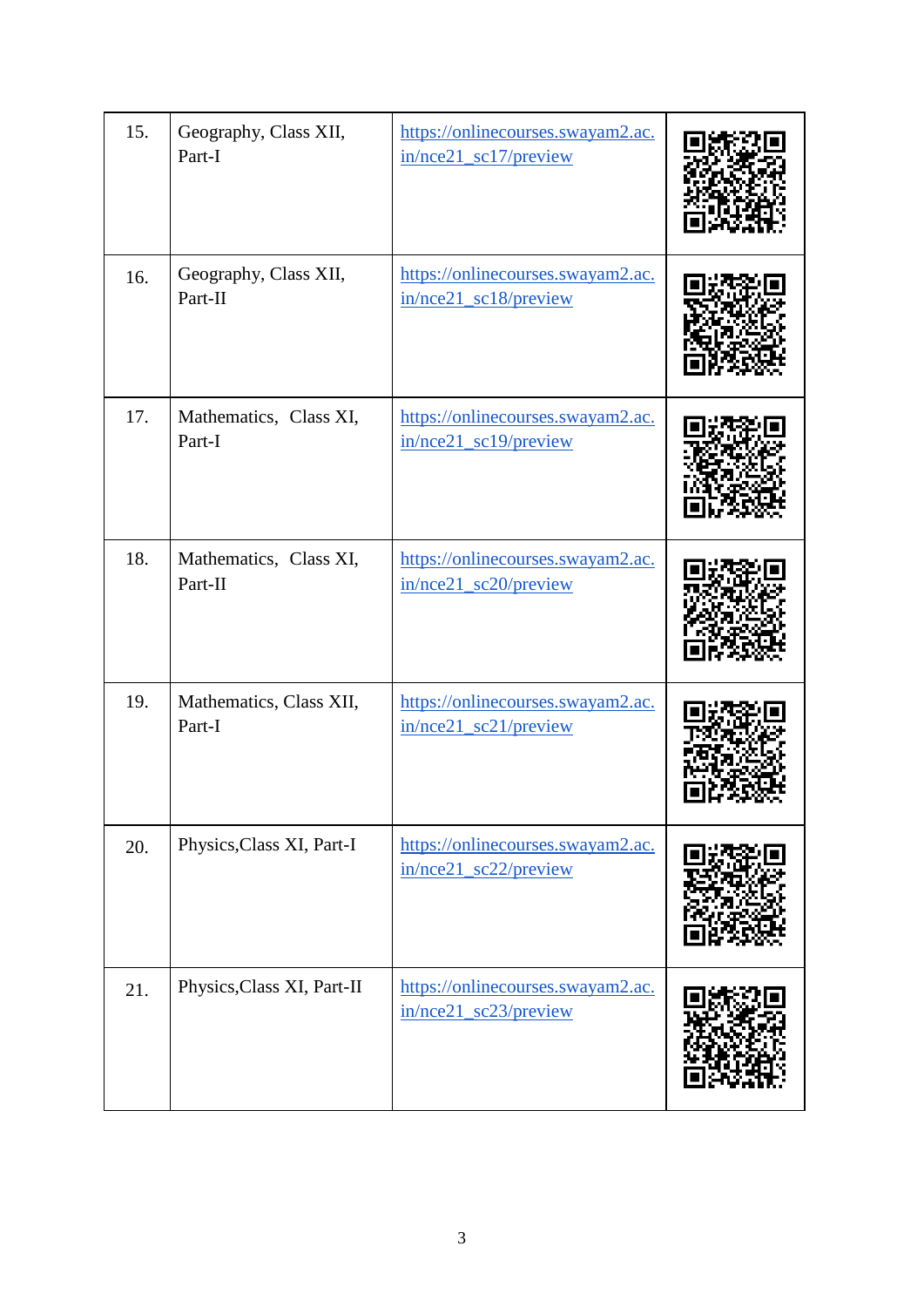| | | | |
|---|---|---|---|
| 15. | Geography, Class XII, Part-I | https://onlinecourses.swayam2.ac.in/nce21_sc17/preview | |
| 16. | Geography, Class XII, Part-II | https://onlinecourses.swayam2.ac.in/nce21_sc18/preview | |
| 17. | Mathematics, Class XI, Part-I | https://onlinecourses.swayam2.ac.in/nce21_sc19/preview | |
| 18. | Mathematics, Class XI, Part-II | https://onlinecourses.swayam2.ac.in/nce21_sc20/preview | |
| 19. | Mathematics, Class XII, Part-I | https://onlinecourses.swayam2.ac.in/nce21_sc21/preview | |
| 20. | Physics,Class XI, Part-I | https://onlinecourses.swayam2.ac.in/nce21_sc22/preview | |
| 21. | Physics,Class XI, Part-II | https://onlinecourses.swayam2.ac.in/nce21_sc23/preview | |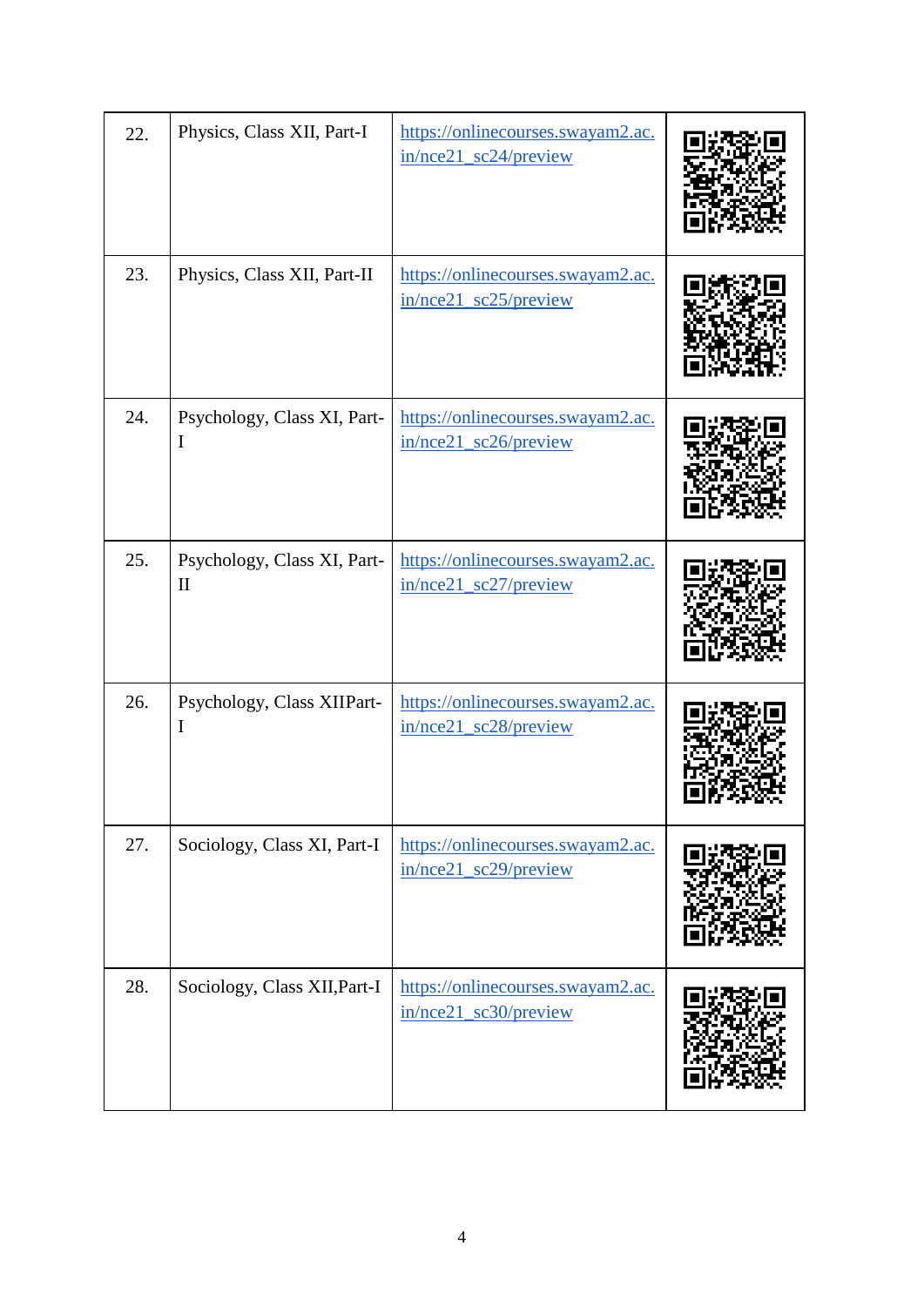| | | | |
|---|---|---|---|
| 22. | Physics, Class XII, Part-I | https://onlinecourses.swayam2.ac.in/nce21_sc24/preview | |
| 23. | Physics, Class XII, Part-II | https://onlinecourses.swayam2.ac.in/nce21_sc25/preview | |
| 24. | Psychology, Class XI, Part-I | https://onlinecourses.swayam2.ac.in/nce21_sc26/preview | |
| 25. | Psychology, Class XI, Part-II | https://onlinecourses.swayam2.ac.in/nce21_sc27/preview | |
| 26. | Psychology, Class XIIPart-I | https://onlinecourses.swayam2.ac.in/nce21_sc28/preview | |
| 27. | Sociology, Class XI, Part-I | https://onlinecourses.swayam2.ac.in/nce21_sc29/preview | |
| 28. | Sociology, Class XII,Part-I | https://onlinecourses.swayam2.ac.in/nce21_sc30/preview | |